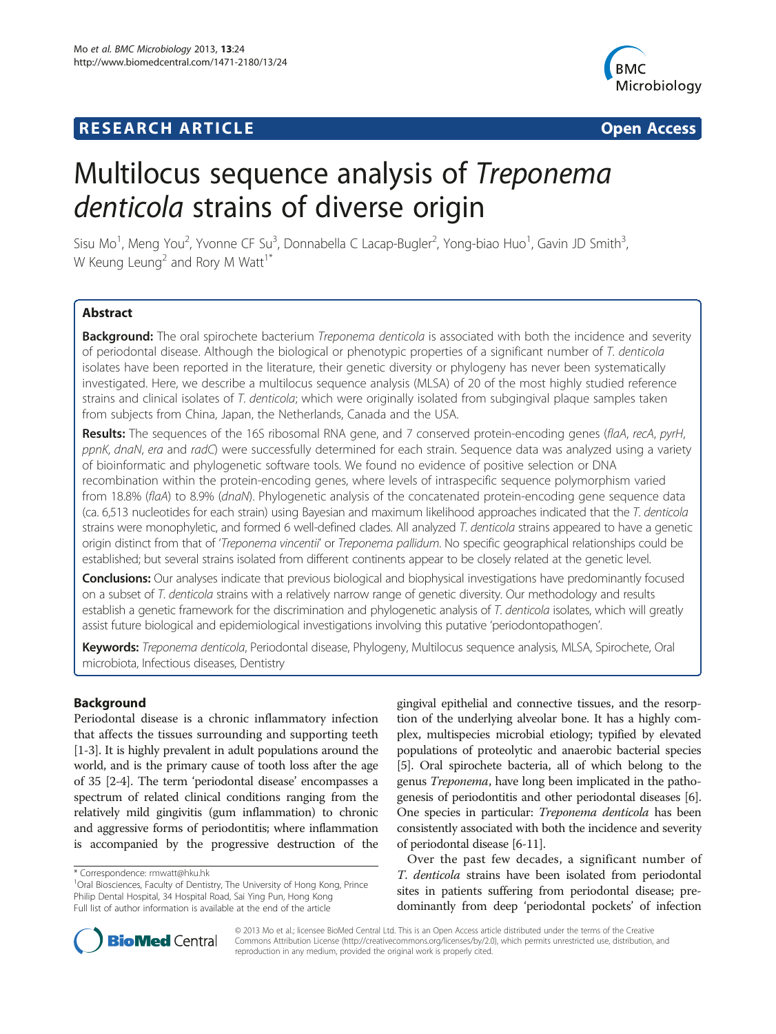RESEARCH ARTICLE

Open Access

# Multilocus sequence analysis of *Treponema denticola* strains of diverse origin

Sisu Mo[1], Meng You[2], Yvonne CF Su[3], Donnabella C Lacap-Bugler[2], Yong-biao Huo[1], Gavin JD Smith[3], W Keung Leung[2] and Rory M Watt[1*]

## Abstract

**Background:** The oral spirochete bacterium *Treponema denticola* is associated with both the incidence and severity of periodontal disease. Although the biological or phenotypic properties of a significant number of *T. denticola* isolates have been reported in the literature, their genetic diversity or phylogeny has never been systematically investigated. Here, we describe a multilocus sequence analysis (MLSA) of 20 of the most highly studied reference strains and clinical isolates of *T. denticola*; which were originally isolated from subgingival plaque samples taken from subjects from China, Japan, the Netherlands, Canada and the USA.

**Results:** The sequences of the 16S ribosomal RNA gene, and 7 conserved protein-encoding genes (*flaA*, *recA*, *pyrH*, *ppnK*, *dnaN*, *era* and *radC*) were successfully determined for each strain. Sequence data was analyzed using a variety of bioinformatic and phylogenetic software tools. We found no evidence of positive selection or DNA recombination within the protein-encoding genes, where levels of intraspecific sequence polymorphism varied from 18.8% (*flaA*) to 8.9% (*dnaN*). Phylogenetic analysis of the concatenated protein-encoding gene sequence data (ca. 6,513 nucleotides for each strain) using Bayesian and maximum likelihood approaches indicated that the *T. denticola* strains were monophyletic, and formed 6 well-defined clades. All analyzed *T. denticola* strains appeared to have a genetic origin distinct from that of '*Treponema vincentii*' or *Treponema pallidum*. No specific geographical relationships could be established; but several strains isolated from different continents appear to be closely related at the genetic level.

**Conclusions:** Our analyses indicate that previous biological and biophysical investigations have predominantly focused on a subset of *T. denticola* strains with a relatively narrow range of genetic diversity. Our methodology and results establish a genetic framework for the discrimination and phylogenetic analysis of *T. denticola* isolates, which will greatly assist future biological and epidemiological investigations involving this putative 'periodontopathogen'.

**Keywords:** *Treponema denticola*, Periodontal disease, Phylogeny, Multilocus sequence analysis, MLSA, Spirochete, Oral microbiota, Infectious diseases, Dentistry

## Background

Periodontal disease is a chronic inflammatory infection that affects the tissues surrounding and supporting teeth [1-3]. It is highly prevalent in adult populations around the world, and is the primary cause of tooth loss after the age of 35 [2-4]. The term 'periodontal disease' encompasses a spectrum of related clinical conditions ranging from the relatively mild gingivitis (gum inflammation) to chronic and aggressive forms of periodontitis; where inflammation is accompanied by the progressive destruction of the gingival epithelial and connective tissues, and the resorption of the underlying alveolar bone. It has a highly complex, multispecies microbial etiology; typified by elevated populations of proteolytic and anaerobic bacterial species [5]. Oral spirochete bacteria, all of which belong to the genus *Treponema*, have long been implicated in the pathogenesis of periodontitis and other periodontal diseases [6]. One species in particular: *Treponema denticola* has been consistently associated with both the incidence and severity of periodontal disease [6-11].

Over the past few decades, a significant number of *T. denticola* strains have been isolated from periodontal sites in patients suffering from periodontal disease; predominantly from deep 'periodontal pockets' of infection

\* Correspondence: rmwatt@hku.hk
[1]Oral Biosciences, Faculty of Dentistry, The University of Hong Kong, Prince Philip Dental Hospital, 34 Hospital Road, Sai Ying Pun, Hong Kong
Full list of author information is available at the end of the article

© 2013 Mo et al.; licensee BioMed Central Ltd. This is an Open Access article distributed under the terms of the Creative Commons Attribution License (http://creativecommons.org/licenses/by/2.0), which permits unrestricted use, distribution, and reproduction in any medium, provided the original work is properly cited.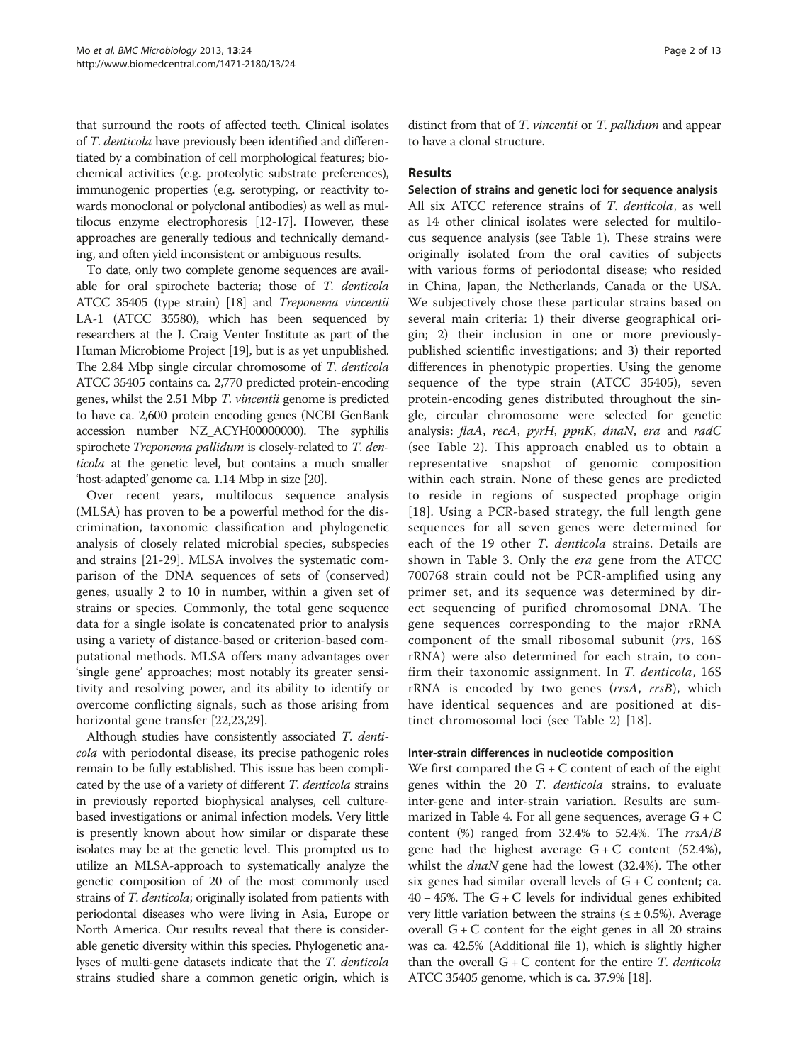that surround the roots of affected teeth. Clinical isolates of *T. denticola* have previously been identified and differentiated by a combination of cell morphological features; biochemical activities (e.g. proteolytic substrate preferences), immunogenic properties (e.g. serotyping, or reactivity towards monoclonal or polyclonal antibodies) as well as multilocus enzyme electrophoresis [12-17]. However, these approaches are generally tedious and technically demanding, and often yield inconsistent or ambiguous results.

To date, only two complete genome sequences are available for oral spirochete bacteria; those of *T. denticola* ATCC 35405 (type strain) [18] and *Treponema vincentii* LA-1 (ATCC 35580), which has been sequenced by researchers at the J. Craig Venter Institute as part of the Human Microbiome Project [19], but is as yet unpublished. The 2.84 Mbp single circular chromosome of *T. denticola* ATCC 35405 contains ca. 2,770 predicted protein-encoding genes, whilst the 2.51 Mbp *T. vincentii* genome is predicted to have ca. 2,600 protein encoding genes (NCBI GenBank accession number NZ_ACYH00000000). The syphilis spirochete *Treponema pallidum* is closely-related to *T. denticola* at the genetic level, but contains a much smaller 'host-adapted' genome ca. 1.14 Mbp in size [20].

Over recent years, multilocus sequence analysis (MLSA) has proven to be a powerful method for the discrimination, taxonomic classification and phylogenetic analysis of closely related microbial species, subspecies and strains [21-29]. MLSA involves the systematic comparison of the DNA sequences of sets of (conserved) genes, usually 2 to 10 in number, within a given set of strains or species. Commonly, the total gene sequence data for a single isolate is concatenated prior to analysis using a variety of distance-based or criterion-based computational methods. MLSA offers many advantages over 'single gene' approaches; most notably its greater sensitivity and resolving power, and its ability to identify or overcome conflicting signals, such as those arising from horizontal gene transfer [22,23,29].

Although studies have consistently associated *T. denticola* with periodontal disease, its precise pathogenic roles remain to be fully established. This issue has been complicated by the use of a variety of different *T. denticola* strains in previously reported biophysical analyses, cell culture-based investigations or animal infection models. Very little is presently known about how similar or disparate these isolates may be at the genetic level. This prompted us to utilize an MLSA-approach to systematically analyze the genetic composition of 20 of the most commonly used strains of *T. denticola*; originally isolated from patients with periodontal diseases who were living in Asia, Europe or North America. Our results reveal that there is considerable genetic diversity within this species. Phylogenetic analyses of multi-gene datasets indicate that the *T. denticola* strains studied share a common genetic origin, which is distinct from that of *T. vincentii* or *T. pallidum* and appear to have a clonal structure.

## Results

### Selection of strains and genetic loci for sequence analysis

All six ATCC reference strains of *T. denticola*, as well as 14 other clinical isolates were selected for multilocus sequence analysis (see Table 1). These strains were originally isolated from the oral cavities of subjects with various forms of periodontal disease; who resided in China, Japan, the Netherlands, Canada or the USA. We subjectively chose these particular strains based on several main criteria: 1) their diverse geographical origin; 2) their inclusion in one or more previously-published scientific investigations; and 3) their reported differences in phenotypic properties. Using the genome sequence of the type strain (ATCC 35405), seven protein-encoding genes distributed throughout the single, circular chromosome were selected for genetic analysis: *flaA*, *recA*, *pyrH*, *ppnK*, *dnaN*, *era* and *radC* (see Table 2). This approach enabled us to obtain a representative snapshot of genomic composition within each strain. None of these genes are predicted to reside in regions of suspected prophage origin [18]. Using a PCR-based strategy, the full length gene sequences for all seven genes were determined for each of the 19 other *T. denticola* strains. Details are shown in Table 3. Only the *era* gene from the ATCC 700768 strain could not be PCR-amplified using any primer set, and its sequence was determined by direct sequencing of purified chromosomal DNA. The gene sequences corresponding to the major rRNA component of the small ribosomal subunit (*rrs*, 16S rRNA) were also determined for each strain, to confirm their taxonomic assignment. In *T. denticola*, 16S rRNA is encoded by two genes (*rrsA*, *rrsB*), which have identical sequences and are positioned at distinct chromosomal loci (see Table 2) [18].

### Inter-strain differences in nucleotide composition

We first compared the G + C content of each of the eight genes within the 20 *T. denticola* strains, to evaluate inter-gene and inter-strain variation. Results are summarized in Table 4. For all gene sequences, average G + C content (%) ranged from 32.4% to 52.4%. The *rrsA*/*B* gene had the highest average G + C content (52.4%), whilst the *dnaN* gene had the lowest (32.4%). The other six genes had similar overall levels of G + C content; ca. 40 – 45%. The G + C levels for individual genes exhibited very little variation between the strains (≤ ± 0.5%). Average overall G + C content for the eight genes in all 20 strains was ca. 42.5% (Additional file 1), which is slightly higher than the overall G + C content for the entire *T. denticola* ATCC 35405 genome, which is ca. 37.9% [18].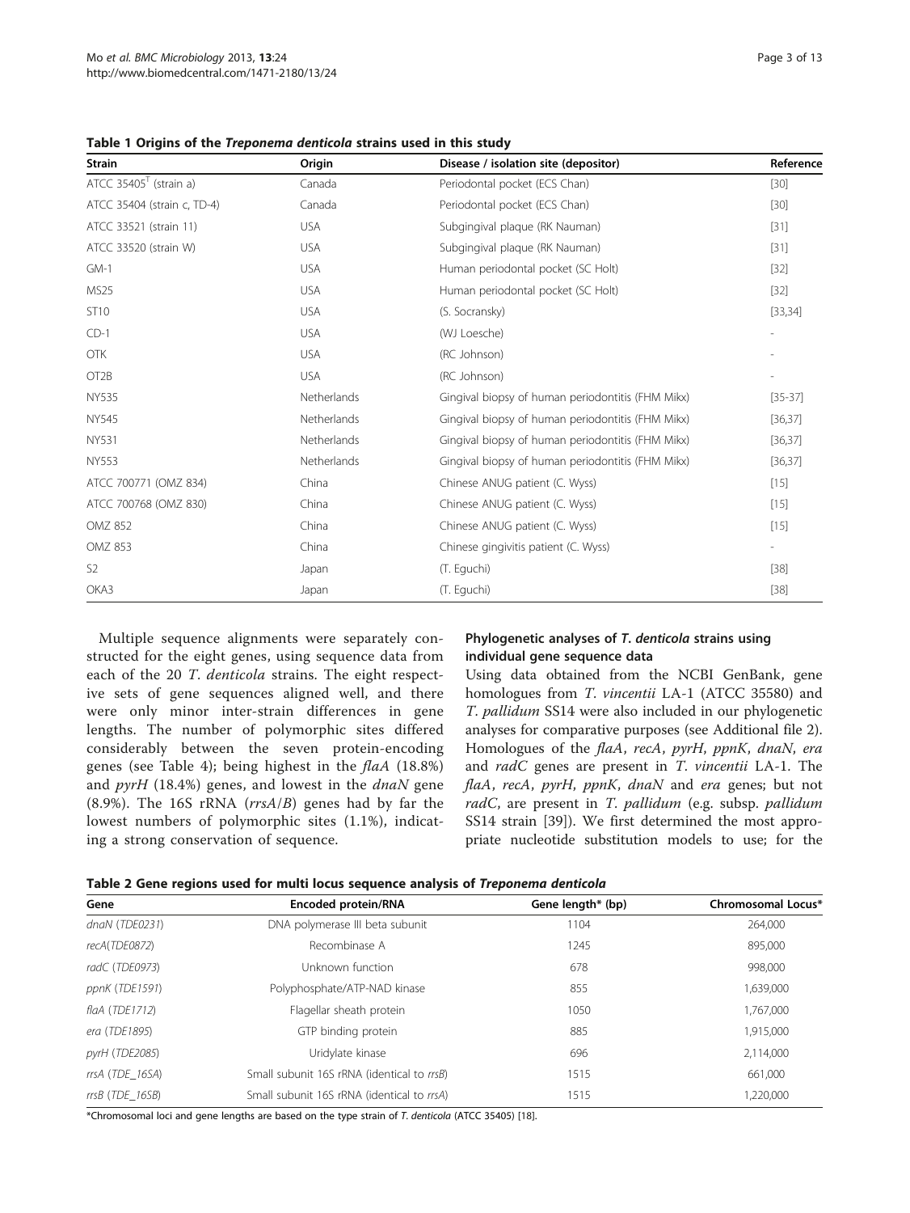**Table 1 Origins of the *Treponema denticola* strains used in this study**

| Strain | Origin | Disease / isolation site (depositor) | Reference |
|---|---|---|---|
| ATCC 35405$^T$ (strain a) | Canada | Periodontal pocket (ECS Chan) | [30] |
| ATCC 35404 (strain c, TD-4) | Canada | Periodontal pocket (ECS Chan) | [30] |
| ATCC 33521 (strain 11) | USA | Subgingival plaque (RK Nauman) | [31] |
| ATCC 33520 (strain W) | USA | Subgingival plaque (RK Nauman) | [31] |
| GM-1 | USA | Human periodontal pocket (SC Holt) | [32] |
| MS25 | USA | Human periodontal pocket (SC Holt) | [32] |
| ST10 | USA | (S. Socransky) | [33,34] |
| CD-1 | USA | (WJ Loesche) | - |
| OTK | USA | (RC Johnson) | - |
| OT2B | USA | (RC Johnson) | - |
| NY535 | Netherlands | Gingival biopsy of human periodontitis (FHM Mikx) | [35-37] |
| NY545 | Netherlands | Gingival biopsy of human periodontitis (FHM Mikx) | [36,37] |
| NY531 | Netherlands | Gingival biopsy of human periodontitis (FHM Mikx) | [36,37] |
| NY553 | Netherlands | Gingival biopsy of human periodontitis (FHM Mikx) | [36,37] |
| ATCC 700771 (OMZ 834) | China | Chinese ANUG patient (C. Wyss) | [15] |
| ATCC 700768 (OMZ 830) | China | Chinese ANUG patient (C. Wyss) | [15] |
| OMZ 852 | China | Chinese ANUG patient (C. Wyss) | [15] |
| OMZ 853 | China | Chinese gingivitis patient (C. Wyss) | - |
| S2 | Japan | (T. Eguchi) | [38] |
| OKA3 | Japan | (T. Eguchi) | [38] |

Multiple sequence alignments were separately constructed for the eight genes, using sequence data from each of the 20 *T. denticola* strains. The eight respective sets of gene sequences aligned well, and there were only minor inter-strain differences in gene lengths. The number of polymorphic sites differed considerably between the seven protein-encoding genes (see Table 4); being highest in the *flaA* (18.8%) and *pyrH* (18.4%) genes, and lowest in the *dnaN* gene (8.9%). The 16S rRNA (*rrsA*/*B*) genes had by far the lowest numbers of polymorphic sites (1.1%), indicating a strong conservation of sequence.

### Phylogenetic analyses of *T. denticola* strains using individual gene sequence data

Using data obtained from the NCBI GenBank, gene homologues from *T. vincentii* LA-1 (ATCC 35580) and *T. pallidum* SS14 were also included in our phylogenetic analyses for comparative purposes (see Additional file 2). Homologues of the *flaA*, *recA*, *pyrH*, *ppnK*, *dnaN*, *era* and *radC* genes are present in *T. vincentii* LA-1. The *flaA*, *recA*, *pyrH*, *ppnK*, *dnaN* and *era* genes; but not *radC*, are present in *T. pallidum* (e.g. subsp. *pallidum* SS14 strain [39]). We first determined the most appropriate nucleotide substitution models to use; for the

**Table 2 Gene regions used for multi locus sequence analysis of *Treponema denticola***

| Gene | Encoded protein/RNA | Gene length* (bp) | Chromosomal Locus* |
|---|---|---|---|
| *dnaN* (*TDE0231*) | DNA polymerase III beta subunit | 1104 | 264,000 |
| *recA*(*TDE0872*) | Recombinase A | 1245 | 895,000 |
| *radC* (*TDE0973*) | Unknown function | 678 | 998,000 |
| *ppnK* (*TDE1591*) | Polyphosphate/ATP-NAD kinase | 855 | 1,639,000 |
| *flaA* (*TDE1712*) | Flagellar sheath protein | 1050 | 1,767,000 |
| *era* (*TDE1895*) | GTP binding protein | 885 | 1,915,000 |
| *pyrH* (*TDE2085*) | Uridylate kinase | 696 | 2,114,000 |
| *rrsA* (*TDE_16SA*) | Small subunit 16S rRNA (identical to *rrsB*) | 1515 | 661,000 |
| *rrsB* (*TDE_16SB*) | Small subunit 16S rRNA (identical to *rrsA*) | 1515 | 1,220,000 |

*Chromosomal loci and gene lengths are based on the type strain of *T. denticola* (ATCC 35405) [18].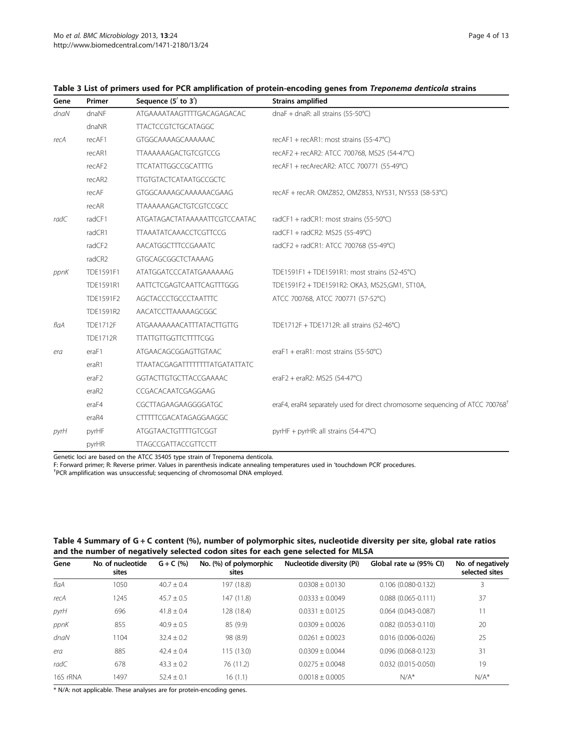**Table 3 List of primers used for PCR amplification of protein-encoding genes from *Treponema denticola* strains**

| Gene | Primer | Sequence (5′ to 3′) | Strains amplified |
|---|---|---|---|
| *dnaN* | dnaNF | ATGAAAATAAGTTTTGACAGAGACAC | dnaF + dnaR: all strains (55-50°C) |
| | dnaNR | TTACTCCGTCTGCATAGGC | |
| *recA* | recAF1 | GTGGCAAAAGCAAAAAAC | recAF1 + recAR1: most strains (55-47°C) |
| | recAR1 | TTAAAAAAGACTGTCGTCCG | recAF2 + recAR2: ATCC 700768, MS25 (54-47°C) |
| | recAF2 | TTCATATTGGCCGCATTTG | recAF1 + recArecAR2: ATCC 700771 (55-49°C) |
| | recAR2 | TTGTGTACTCATAATGCCGCTC | |
| | recAF | GTGGCAAAAGCAAAAAACGAAG | recAF + recAR: OMZ852, OMZ853, NY531, NY553 (58-53°C) |
| | recAR | TTAAAAAAGACTGTCGTCCGCC | |
| *radC* | radCF1 | ATGATAGACTATAAAAATTCGTCCAATAC | radCF1 + radCR1: most strains (55-50°C) |
| | radCR1 | TTAAATATCAAACCTCGTTCCG | radCF1 + radCR2: MS25 (55-49°C) |
| | radCF2 | AACATGGCTTTCCGAAATC | radCF2 + radCR1: ATCC 700768 (55-49°C) |
| | radCR2 | GTGCAGCGGCTCTAAAAG | |
| *ppnK* | TDE1591F1 | ATATGGATCCCATATGAAAAAAG | TDE1591F1 + TDE1591R1: most strains (52-45°C) |
| | TDE1591R1 | AATTCTCGAGTCAATTCAGTTTGGG | TDE1591F2 + TDE1591R2: OKA3, MS25,GM1, ST10A, |
| | TDE1591F2 | AGCTACCCTGCCCTAATTTC | ATCC 700768, ATCC 700771 (57-52°C) |
| | TDE1591R2 | AACATCCTTAAAAAGCGGC | |
| *flaA* | TDE1712F | ATGAAAAAAACATTTATACTTGTTG | TDE1712F + TDE1712R: all strains (52-46°C) |
| | TDE1712R | TTATTGTTGGTTCTTTTCGG | |
| *era* | eraF1 | ATGAACAGCGGAGTTGTAAC | eraF1 + eraR1: most strains (55-50°C) |
| | eraR1 | TTAATACGAGATTTTTTTTATGATATTATC | |
| | eraF2 | GGTACTTGTGCTTACCGAAAAC | eraF2 + eraR2: MS25 (54-47°C) |
| | eraR2 | CCGACACAATCGAGGAAG | |
| | eraF4 | CGCTTAGAAGAAGGGGATGC | eraF4, eraR4 separately used for direct chromosome sequencing of ATCC 700768[†] |
| | eraR4 | CTTTTTCGACATAGAGGAAGGC | |
| *pyrH* | pyrHF | ATGGTAACTGTTTTGTCGGT | pyrHF + pyrHR: all strains (54-47°C) |
| | pyrHR | TTAGCCGATTACCGTTCCTT | |

Genetic loci are based on the ATCC 35405 type strain of Treponema denticola.
F: Forward primer; R: Reverse primer. Values in parenthesis indicate annealing temperatures used in 'touchdown PCR' procedures.
[†]PCR amplification was unsuccessful; sequencing of chromosomal DNA employed.

**Table 4 Summary of G + C content (%), number of polymorphic sites, nucleotide diversity per site, global rate ratios and the number of negatively selected codon sites for each gene selected for MLSA**

| Gene | No. of nucleotide sites | G + C (%) | No. (%) of polymorphic sites | Nucleotide diversity (Pi) | Global rate ω (95% CI) | No. of negatively selected sites |
|---|---|---|---|---|---|---|
| *flaA* | 1050 | 40.7 ± 0.4 | 197 (18.8) | 0.0308 ± 0.0130 | 0.106 (0.080-0.132) | 3 |
| *recA* | 1245 | 45.7 ± 0.5 | 147 (11.8) | 0.0333 ± 0.0049 | 0.088 (0.065-0.111) | 37 |
| *pyrH* | 696 | 41.8 ± 0.4 | 128 (18.4) | 0.0331 ± 0.0125 | 0.064 (0.043-0.087) | 11 |
| *ppnK* | 855 | 40.9 ± 0.5 | 85 (9.9) | 0.0309 ± 0.0026 | 0.082 (0.053-0.110) | 20 |
| *dnaN* | 1104 | 32.4 ± 0.2 | 98 (8.9) | 0.0261 ± 0.0023 | 0.016 (0.006-0.026) | 25 |
| *era* | 885 | 42.4 ± 0.4 | 115 (13.0) | 0.0309 ± 0.0044 | 0.096 (0.068-0.123) | 31 |
| *radC* | 678 | 43.3 ± 0.2 | 76 (11.2) | 0.0275 ± 0.0048 | 0.032 (0.015-0.050) | 19 |
| 16S rRNA | 1497 | 52.4 ± 0.1 | 16 (1.1) | 0.0018 ± 0.0005 | N/A* | N/A* |

\* N/A: not applicable. These analyses are for protein-encoding genes.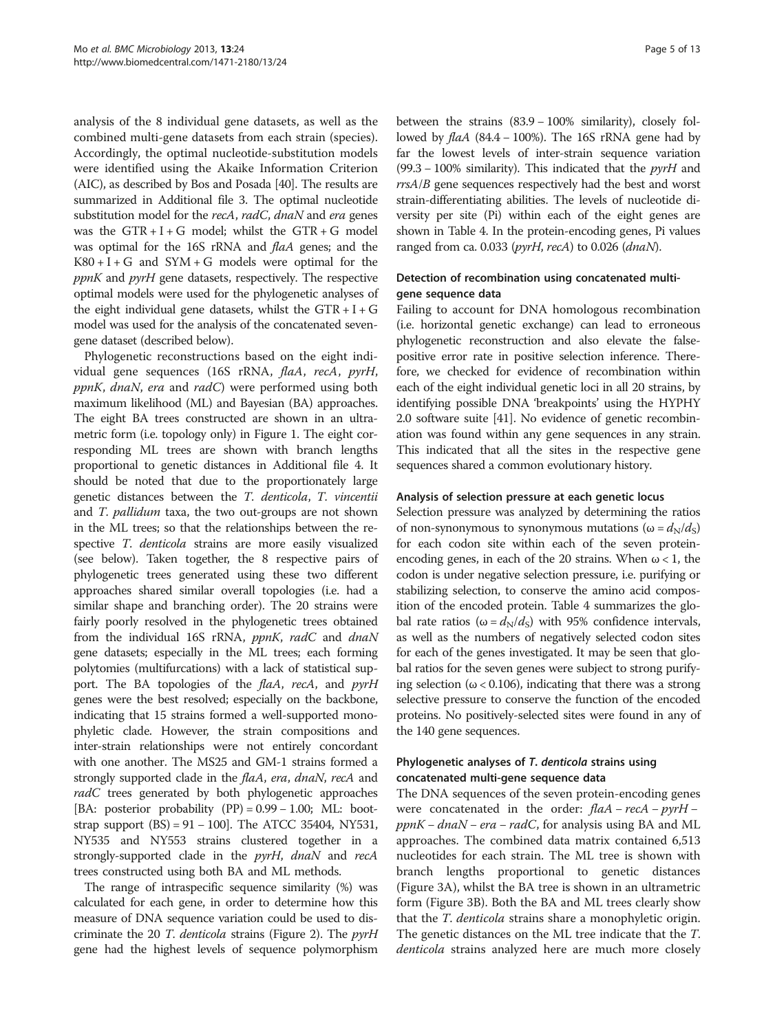analysis of the 8 individual gene datasets, as well as the combined multi-gene datasets from each strain (species). Accordingly, the optimal nucleotide-substitution models were identified using the Akaike Information Criterion (AIC), as described by Bos and Posada [40]. The results are summarized in Additional file 3. The optimal nucleotide substitution model for the *recA*, *radC*, *dnaN* and *era* genes was the GTR + I + G model; whilst the GTR + G model was optimal for the 16S rRNA and *flaA* genes; and the K80 + I + G and SYM + G models were optimal for the *ppnK* and *pyrH* gene datasets, respectively. The respective optimal models were used for the phylogenetic analyses of the eight individual gene datasets, whilst the GTR + I + G model was used for the analysis of the concatenated seven-gene dataset (described below).

Phylogenetic reconstructions based on the eight individual gene sequences (16S rRNA, *flaA*, *recA*, *pyrH*, *ppnK*, *dnaN*, *era* and *radC*) were performed using both maximum likelihood (ML) and Bayesian (BA) approaches. The eight BA trees constructed are shown in an ultrametric form (i.e. topology only) in Figure 1. The eight corresponding ML trees are shown with branch lengths proportional to genetic distances in Additional file 4. It should be noted that due to the proportionately large genetic distances between the *T. denticola*, *T. vincentii* and *T. pallidum* taxa, the two out-groups are not shown in the ML trees; so that the relationships between the respective *T. denticola* strains are more easily visualized (see below). Taken together, the 8 respective pairs of phylogenetic trees generated using these two different approaches shared similar overall topologies (i.e. had a similar shape and branching order). The 20 strains were fairly poorly resolved in the phylogenetic trees obtained from the individual 16S rRNA, *ppnK*, *radC* and *dnaN* gene datasets; especially in the ML trees; each forming polytomies (multifurcations) with a lack of statistical support. The BA topologies of the *flaA*, *recA*, and *pyrH* genes were the best resolved; especially on the backbone, indicating that 15 strains formed a well-supported monophyletic clade. However, the strain compositions and inter-strain relationships were not entirely concordant with one another. The MS25 and GM-1 strains formed a strongly supported clade in the *flaA*, *era*, *dnaN*, *recA* and *radC* trees generated by both phylogenetic approaches [BA: posterior probability (PP) = 0.99 – 1.00; ML: bootstrap support (BS) = 91 – 100]. The ATCC 35404, NY531, NY535 and NY553 strains clustered together in a strongly-supported clade in the *pyrH*, *dnaN* and *recA* trees constructed using both BA and ML methods.

The range of intraspecific sequence similarity (%) was calculated for each gene, in order to determine how this measure of DNA sequence variation could be used to discriminate the 20 *T. denticola* strains (Figure 2). The *pyrH* gene had the highest levels of sequence polymorphism between the strains (83.9 – 100% similarity), closely followed by *flaA* (84.4 – 100%). The 16S rRNA gene had by far the lowest levels of inter-strain sequence variation (99.3 – 100% similarity). This indicated that the *pyrH* and *rrsA*/*B* gene sequences respectively had the best and worst strain-differentiating abilities. The levels of nucleotide diversity per site (Pi) within each of the eight genes are shown in Table 4. In the protein-encoding genes, Pi values ranged from ca. 0.033 (*pyrH*, *recA*) to 0.026 (*dnaN*).

### Detection of recombination using concatenated multi-gene sequence data

Failing to account for DNA homologous recombination (i.e. horizontal genetic exchange) can lead to erroneous phylogenetic reconstruction and also elevate the false-positive error rate in positive selection inference. Therefore, we checked for evidence of recombination within each of the eight individual genetic loci in all 20 strains, by identifying possible DNA 'breakpoints' using the HYPHY 2.0 software suite [41]. No evidence of genetic recombination was found within any gene sequences in any strain. This indicated that all the sites in the respective gene sequences shared a common evolutionary history.

### Analysis of selection pressure at each genetic locus

Selection pressure was analyzed by determining the ratios of non-synonymous to synonymous mutations ($\omega = d_N/d_S$) for each codon site within each of the seven protein-encoding genes, in each of the 20 strains. When $\omega < 1$, the codon is under negative selection pressure, i.e. purifying or stabilizing selection, to conserve the amino acid composition of the encoded protein. Table 4 summarizes the global rate ratios ($\omega = d_N/d_S$) with 95% confidence intervals, as well as the numbers of negatively selected codon sites for each of the genes investigated. It may be seen that global ratios for the seven genes were subject to strong purifying selection ($\omega < 0.106$), indicating that there was a strong selective pressure to conserve the function of the encoded proteins. No positively-selected sites were found in any of the 140 gene sequences.

### Phylogenetic analyses of *T. denticola* strains using concatenated multi-gene sequence data

The DNA sequences of the seven protein-encoding genes were concatenated in the order: *flaA* – *recA* – *pyrH* – *ppnK* – *dnaN* – *era* – *radC*, for analysis using BA and ML approaches. The combined data matrix contained 6,513 nucleotides for each strain. The ML tree is shown with branch lengths proportional to genetic distances (Figure 3A), whilst the BA tree is shown in an ultrametric form (Figure 3B). Both the BA and ML trees clearly show that the *T. denticola* strains share a monophyletic origin. The genetic distances on the ML tree indicate that the *T. denticola* strains analyzed here are much more closely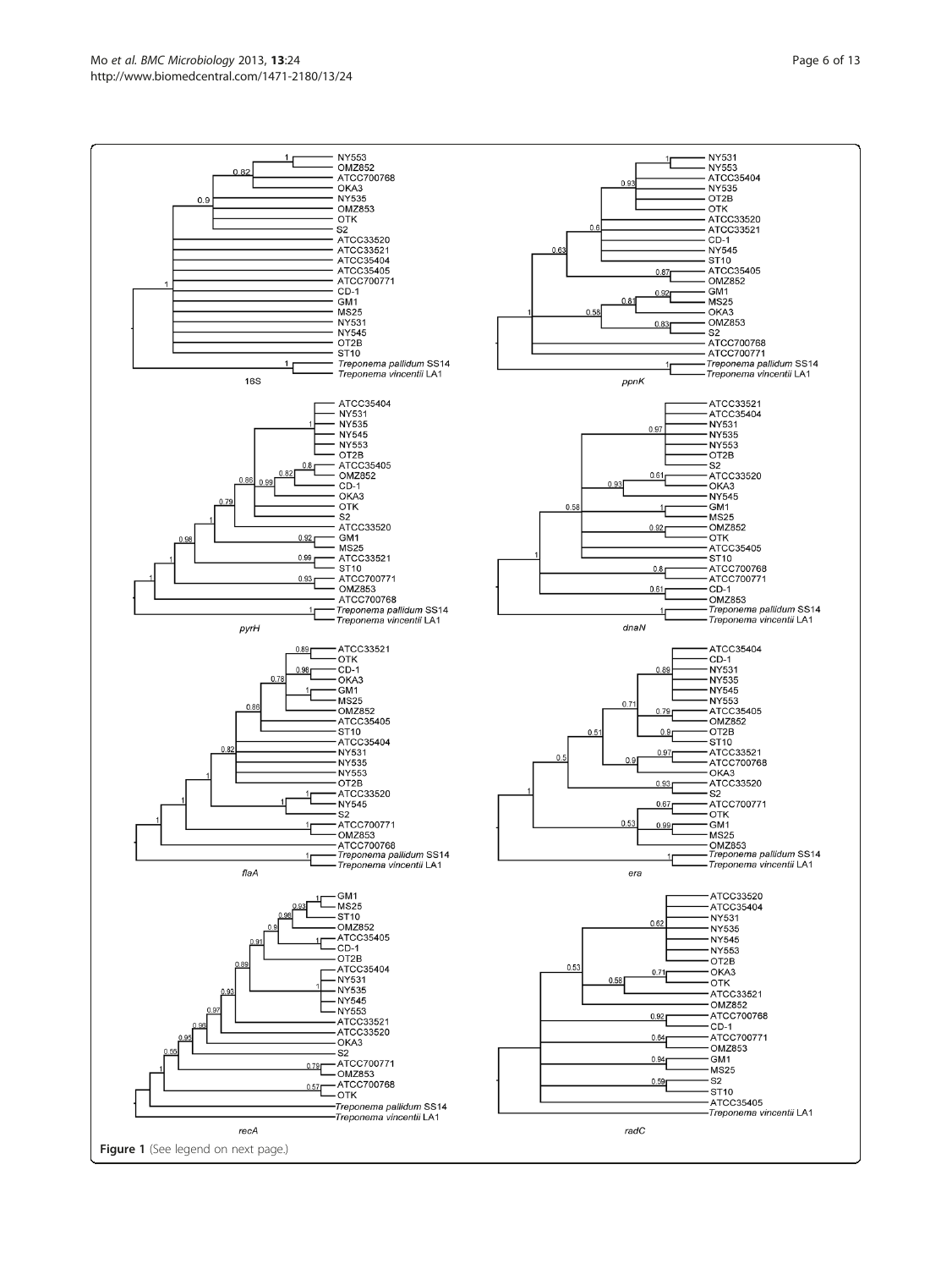Figure 1 (See legend on next page.)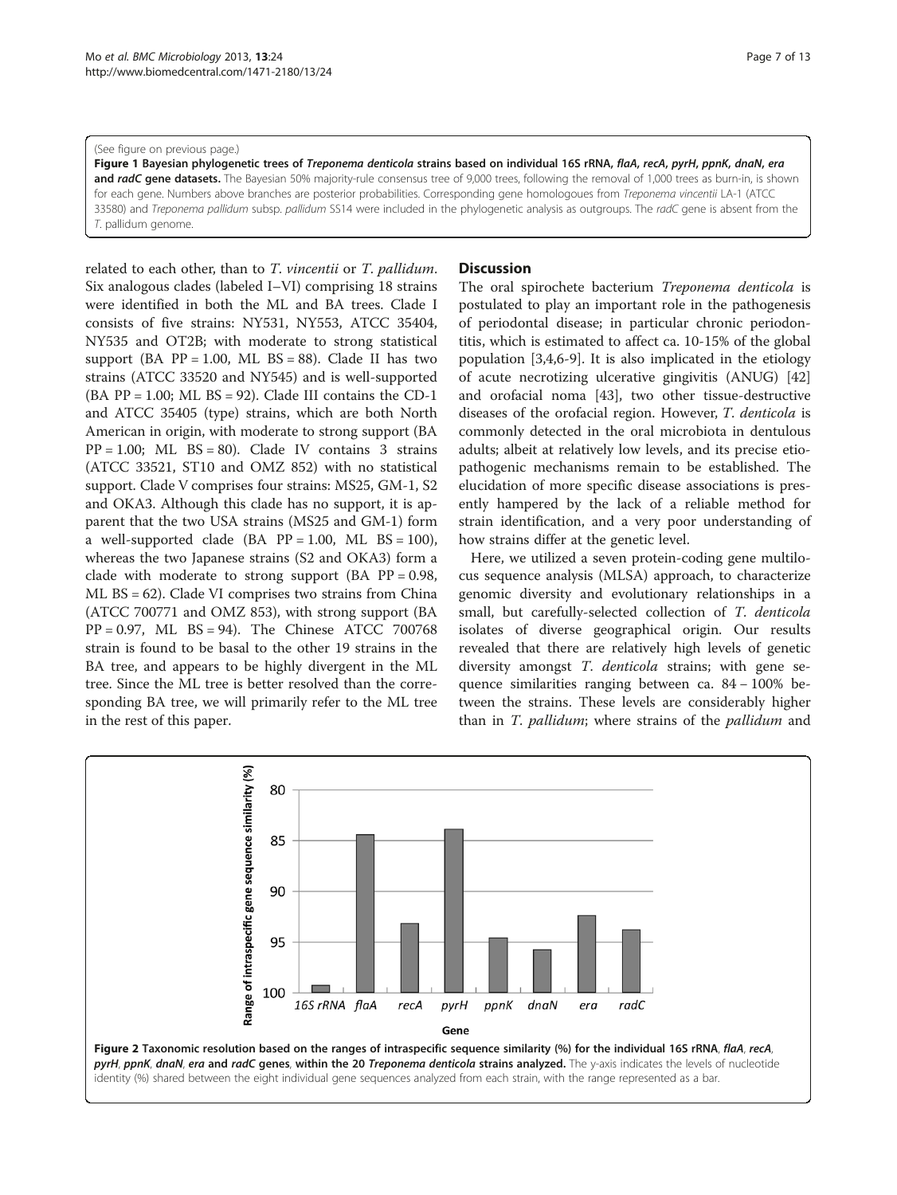(See figure on previous page.)

**Figure 1 Bayesian phylogenetic trees of *Treponema denticola* strains based on individual 16S rRNA, *flaA*, *recA*, *pyrH*, *ppnK*, *dnaN*, *era* and *radC* gene datasets.** The Bayesian 50% majority-rule consensus tree of 9,000 trees, following the removal of 1,000 trees as burn-in, is shown for each gene. Numbers above branches are posterior probabilities. Corresponding gene homologoues from *Treponema vincentii* LA-1 (ATCC 33580) and *Treponema pallidum* subsp. *pallidum* SS14 were included in the phylogenetic analysis as outgroups. The *radC* gene is absent from the *T*. pallidum genome.

related to each other, than to *T. vincentii* or *T. pallidum*. Six analogous clades (labeled I–VI) comprising 18 strains were identified in both the ML and BA trees. Clade I consists of five strains: NY531, NY553, ATCC 35404, NY535 and OT2B; with moderate to strong statistical support (BA PP = 1.00, ML BS = 88). Clade II has two strains (ATCC 33520 and NY545) and is well-supported (BA PP = 1.00; ML BS = 92). Clade III contains the CD-1 and ATCC 35405 (type) strains, which are both North American in origin, with moderate to strong support (BA PP = 1.00; ML BS = 80). Clade IV contains 3 strains (ATCC 33521, ST10 and OMZ 852) with no statistical support. Clade V comprises four strains: MS25, GM-1, S2 and OKA3. Although this clade has no support, it is apparent that the two USA strains (MS25 and GM-1) form a well-supported clade (BA PP = 1.00, ML BS = 100), whereas the two Japanese strains (S2 and OKA3) form a clade with moderate to strong support (BA PP = 0.98, ML BS = 62). Clade VI comprises two strains from China (ATCC 700771 and OMZ 853), with strong support (BA PP = 0.97, ML BS = 94). The Chinese ATCC 700768 strain is found to be basal to the other 19 strains in the BA tree, and appears to be highly divergent in the ML tree. Since the ML tree is better resolved than the corresponding BA tree, we will primarily refer to the ML tree in the rest of this paper.

## Discussion

The oral spirochete bacterium *Treponema denticola* is postulated to play an important role in the pathogenesis of periodontal disease; in particular chronic periodontitis, which is estimated to affect ca. 10-15% of the global population [3,4,6-9]. It is also implicated in the etiology of acute necrotizing ulcerative gingivitis (ANUG) [42] and orofacial noma [43], two other tissue-destructive diseases of the orofacial region. However, *T. denticola* is commonly detected in the oral microbiota in dentulous adults; albeit at relatively low levels, and its precise etiopathogenic mechanisms remain to be established. The elucidation of more specific disease associations is presently hampered by the lack of a reliable method for strain identification, and a very poor understanding of how strains differ at the genetic level.

Here, we utilized a seven protein-coding gene multilocus sequence analysis (MLSA) approach, to characterize genomic diversity and evolutionary relationships in a small, but carefully-selected collection of *T. denticola* isolates of diverse geographical origin. Our results revealed that there are relatively high levels of genetic diversity amongst *T. denticola* strains; with gene sequence similarities ranging between ca. 84 – 100% between the strains. These levels are considerably higher than in *T. pallidum*; where strains of the *pallidum* and

**Figure 2 Taxonomic resolution based on the ranges of intraspecific sequence similarity (%) for the individual 16S rRNA, *flaA*, *recA*, *pyrH*, *ppnK*, *dnaN*, *era* and *radC* genes, within the 20 *Treponema denticola* strains analyzed.** The y-axis indicates the levels of nucleotide identity (%) shared between the eight individual gene sequences analyzed from each strain, with the range represented as a bar.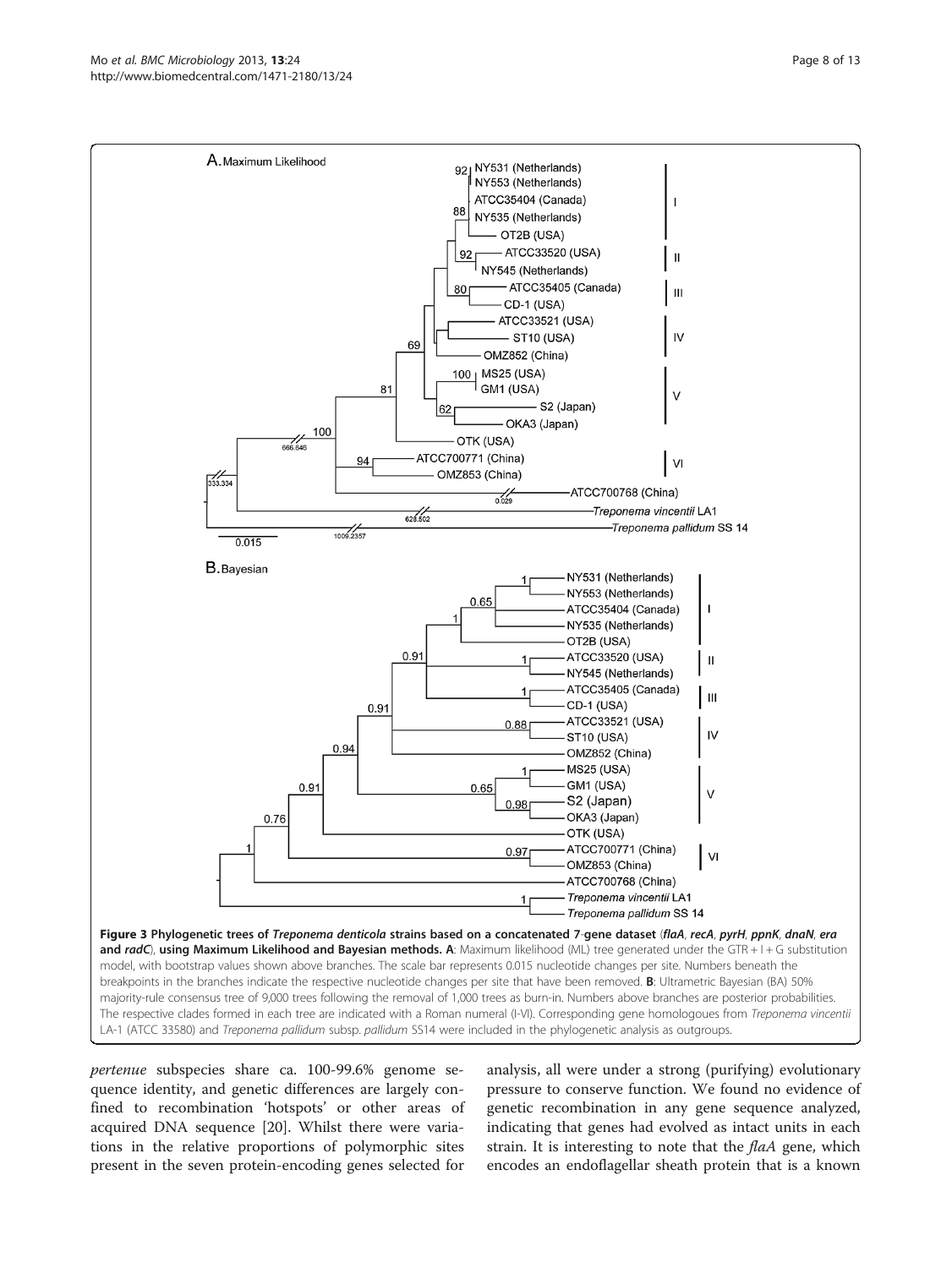**Figure 3 Phylogenetic trees of *Treponema denticola* strains based on a concatenated 7-gene dataset (*flaA*, *recA*, *pyrH*, *ppnK*, *dnaN*, *era* and *radC*), using Maximum Likelihood and Bayesian methods. A**: Maximum likelihood (ML) tree generated under the GTR + I + G substitution model, with bootstrap values shown above branches. The scale bar represents 0.015 nucleotide changes per site. Numbers beneath the breakpoints in the branches indicate the respective nucleotide changes per site that have been removed. **B**: Ultrametric Bayesian (BA) 50% majority-rule consensus tree of 9,000 trees following the removal of 1,000 trees as burn-in. Numbers above branches are posterior probabilities. The respective clades formed in each tree are indicated with a Roman numeral (I-VI). Corresponding gene homologoues from *Treponema vincentii* LA-1 (ATCC 33580) and *Treponema pallidum* subsp. *pallidum* SS14 were included in the phylogenetic analysis as outgroups.

*pertenue* subspecies share ca. 100-99.6% genome sequence identity, and genetic differences are largely confined to recombination 'hotspots' or other areas of acquired DNA sequence [20]. Whilst there were variations in the relative proportions of polymorphic sites present in the seven protein-encoding genes selected for analysis, all were under a strong (purifying) evolutionary pressure to conserve function. We found no evidence of genetic recombination in any gene sequence analyzed, indicating that genes had evolved as intact units in each strain. It is interesting to note that the *flaA* gene, which encodes an endoflagellar sheath protein that is a known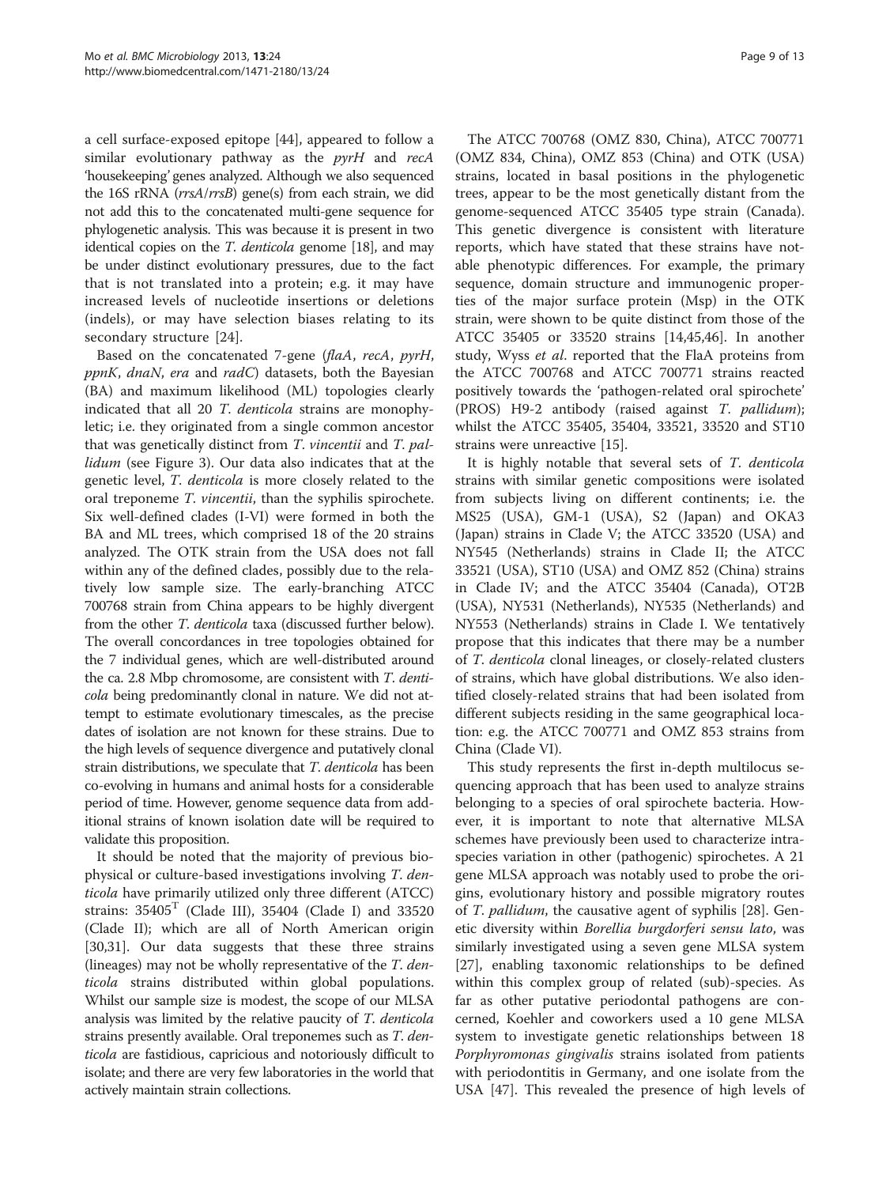a cell surface-exposed epitope [44], appeared to follow a similar evolutionary pathway as the *pyrH* and *recA* 'housekeeping' genes analyzed. Although we also sequenced the 16S rRNA (*rrsA*/*rrsB*) gene(s) from each strain, we did not add this to the concatenated multi-gene sequence for phylogenetic analysis. This was because it is present in two identical copies on the *T. denticola* genome [18], and may be under distinct evolutionary pressures, due to the fact that is not translated into a protein; e.g. it may have increased levels of nucleotide insertions or deletions (indels), or may have selection biases relating to its secondary structure [24].

Based on the concatenated 7-gene (*flaA*, *recA*, *pyrH*, *ppnK*, *dnaN*, *era* and *radC*) datasets, both the Bayesian (BA) and maximum likelihood (ML) topologies clearly indicated that all 20 *T. denticola* strains are monophyletic; i.e. they originated from a single common ancestor that was genetically distinct from *T. vincentii* and *T. pallidum* (see Figure 3). Our data also indicates that at the genetic level, *T. denticola* is more closely related to the oral treponeme *T. vincentii*, than the syphilis spirochete. Six well-defined clades (I-VI) were formed in both the BA and ML trees, which comprised 18 of the 20 strains analyzed. The OTK strain from the USA does not fall within any of the defined clades, possibly due to the relatively low sample size. The early-branching ATCC 700768 strain from China appears to be highly divergent from the other *T. denticola* taxa (discussed further below). The overall concordances in tree topologies obtained for the 7 individual genes, which are well-distributed around the ca. 2.8 Mbp chromosome, are consistent with *T. denticola* being predominantly clonal in nature. We did not attempt to estimate evolutionary timescales, as the precise dates of isolation are not known for these strains. Due to the high levels of sequence divergence and putatively clonal strain distributions, we speculate that *T. denticola* has been co-evolving in humans and animal hosts for a considerable period of time. However, genome sequence data from additional strains of known isolation date will be required to validate this proposition.

It should be noted that the majority of previous biophysical or culture-based investigations involving *T. denticola* have primarily utilized only three different (ATCC) strains: 35405$^{T}$ (Clade III), 35404 (Clade I) and 33520 (Clade II); which are all of North American origin [30,31]. Our data suggests that these three strains (lineages) may not be wholly representative of the *T. denticola* strains distributed within global populations. Whilst our sample size is modest, the scope of our MLSA analysis was limited by the relative paucity of *T. denticola* strains presently available. Oral treponemes such as *T. denticola* are fastidious, capricious and notoriously difficult to isolate; and there are very few laboratories in the world that actively maintain strain collections.

The ATCC 700768 (OMZ 830, China), ATCC 700771 (OMZ 834, China), OMZ 853 (China) and OTK (USA) strains, located in basal positions in the phylogenetic trees, appear to be the most genetically distant from the genome-sequenced ATCC 35405 type strain (Canada). This genetic divergence is consistent with literature reports, which have stated that these strains have notable phenotypic differences. For example, the primary sequence, domain structure and immunogenic properties of the major surface protein (Msp) in the OTK strain, were shown to be quite distinct from those of the ATCC 35405 or 33520 strains [14,45,46]. In another study, Wyss *et al*. reported that the FlaA proteins from the ATCC 700768 and ATCC 700771 strains reacted positively towards the 'pathogen-related oral spirochete' (PROS) H9-2 antibody (raised against *T. pallidum*); whilst the ATCC 35405, 35404, 33521, 33520 and ST10 strains were unreactive [15].

It is highly notable that several sets of *T. denticola* strains with similar genetic compositions were isolated from subjects living on different continents; i.e. the MS25 (USA), GM-1 (USA), S2 (Japan) and OKA3 (Japan) strains in Clade V; the ATCC 33520 (USA) and NY545 (Netherlands) strains in Clade II; the ATCC 33521 (USA), ST10 (USA) and OMZ 852 (China) strains in Clade IV; and the ATCC 35404 (Canada), OT2B (USA), NY531 (Netherlands), NY535 (Netherlands) and NY553 (Netherlands) strains in Clade I. We tentatively propose that this indicates that there may be a number of *T. denticola* clonal lineages, or closely-related clusters of strains, which have global distributions. We also identified closely-related strains that had been isolated from different subjects residing in the same geographical location: e.g. the ATCC 700771 and OMZ 853 strains from China (Clade VI).

This study represents the first in-depth multilocus sequencing approach that has been used to analyze strains belonging to a species of oral spirochete bacteria. However, it is important to note that alternative MLSA schemes have previously been used to characterize intraspecies variation in other (pathogenic) spirochetes. A 21 gene MLSA approach was notably used to probe the origins, evolutionary history and possible migratory routes of *T. pallidum*, the causative agent of syphilis [28]. Genetic diversity within *Borellia burgdorferi sensu lato*, was similarly investigated using a seven gene MLSA system [27], enabling taxonomic relationships to be defined within this complex group of related (sub)-species. As far as other putative periodontal pathogens are concerned, Koehler and coworkers used a 10 gene MLSA system to investigate genetic relationships between 18 *Porphyromonas gingivalis* strains isolated from patients with periodontitis in Germany, and one isolate from the USA [47]. This revealed the presence of high levels of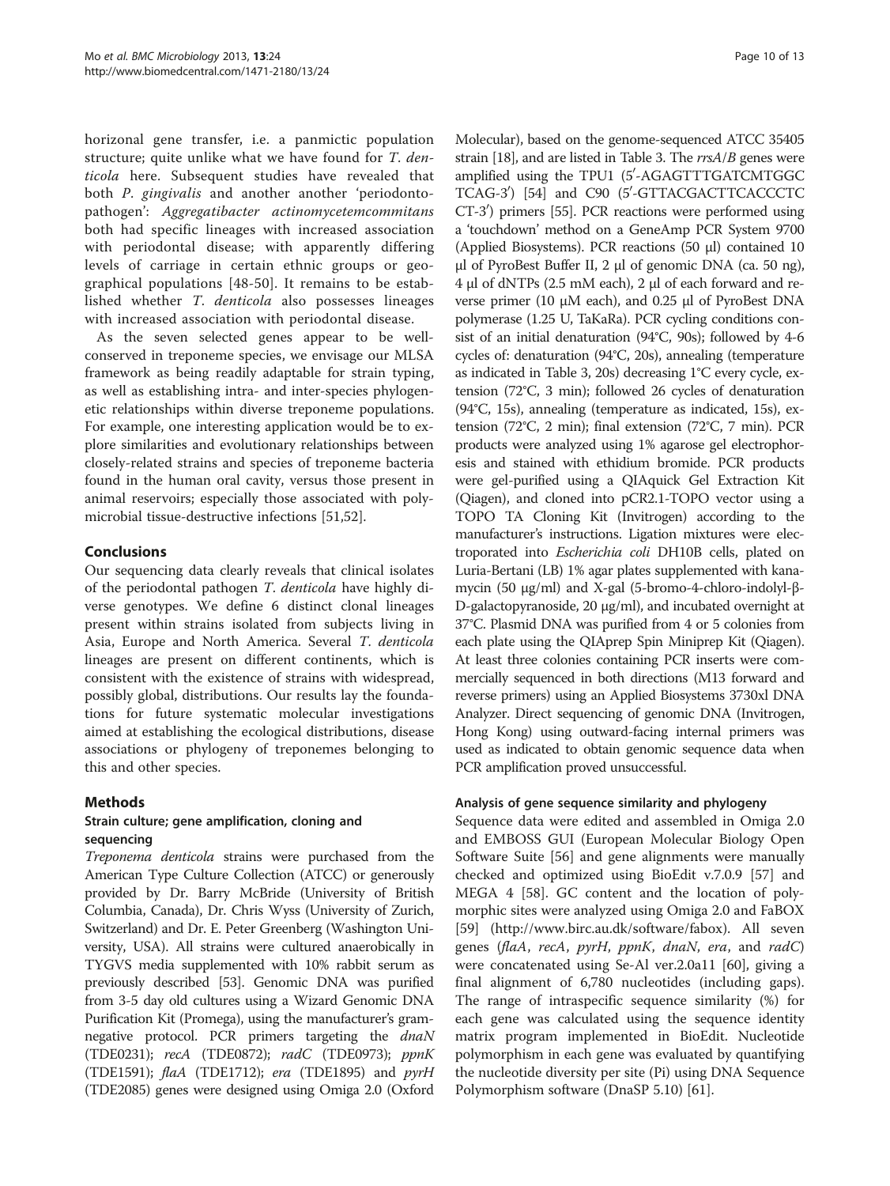horizonal gene transfer, i.e. a panmictic population structure; quite unlike what we have found for *T. denticola* here. Subsequent studies have revealed that both *P. gingivalis* and another another 'periodontopathogen': *Aggregatibacter actinomycetemcommitans* both had specific lineages with increased association with periodontal disease; with apparently differing levels of carriage in certain ethnic groups or geographical populations [48-50]. It remains to be established whether *T. denticola* also possesses lineages with increased association with periodontal disease.

As the seven selected genes appear to be well-conserved in treponeme species, we envisage our MLSA framework as being readily adaptable for strain typing, as well as establishing intra- and inter-species phylogenetic relationships within diverse treponeme populations. For example, one interesting application would be to explore similarities and evolutionary relationships between closely-related strains and species of treponeme bacteria found in the human oral cavity, versus those present in animal reservoirs; especially those associated with polymicrobial tissue-destructive infections [51,52].

## Conclusions

Our sequencing data clearly reveals that clinical isolates of the periodontal pathogen *T. denticola* have highly diverse genotypes. We define 6 distinct clonal lineages present within strains isolated from subjects living in Asia, Europe and North America. Several *T. denticola* lineages are present on different continents, which is consistent with the existence of strains with widespread, possibly global, distributions. Our results lay the foundations for future systematic molecular investigations aimed at establishing the ecological distributions, disease associations or phylogeny of treponemes belonging to this and other species.

## Methods

### Strain culture; gene amplification, cloning and sequencing

*Treponema denticola* strains were purchased from the American Type Culture Collection (ATCC) or generously provided by Dr. Barry McBride (University of British Columbia, Canada), Dr. Chris Wyss (University of Zurich, Switzerland) and Dr. E. Peter Greenberg (Washington University, USA). All strains were cultured anaerobically in TYGVS media supplemented with 10% rabbit serum as previously described [53]. Genomic DNA was purified from 3-5 day old cultures using a Wizard Genomic DNA Purification Kit (Promega), using the manufacturer's gram-negative protocol. PCR primers targeting the *dnaN* (TDE0231); *recA* (TDE0872); *radC* (TDE0973); *ppnK* (TDE1591); *flaA* (TDE1712); *era* (TDE1895) and *pyrH* (TDE2085) genes were designed using Omiga 2.0 (Oxford Molecular), based on the genome-sequenced ATCC 35405 strain [18], and are listed in Table 3. The *rrsA/B* genes were amplified using the TPU1 (5′-AGAGTTTGATCMTGGCTCAG-3′) [54] and C90 (5′-GTTACGACTTCACCCTCCT-3′) primers [55]. PCR reactions were performed using a 'touchdown' method on a GeneAmp PCR System 9700 (Applied Biosystems). PCR reactions (50 μl) contained 10 μl of PyroBest Buffer II, 2 μl of genomic DNA (ca. 50 ng), 4 μl of dNTPs (2.5 mM each), 2 μl of each forward and reverse primer (10 μM each), and 0.25 μl of PyroBest DNA polymerase (1.25 U, TaKaRa). PCR cycling conditions consist of an initial denaturation (94°C, 90s); followed by 4-6 cycles of: denaturation (94°C, 20s), annealing (temperature as indicated in Table 3, 20s) decreasing 1°C every cycle, extension (72°C, 3 min); followed 26 cycles of denaturation (94°C, 15s), annealing (temperature as indicated, 15s), extension (72°C, 2 min); final extension (72°C, 7 min). PCR products were analyzed using 1% agarose gel electrophoresis and stained with ethidium bromide. PCR products were gel-purified using a QIAquick Gel Extraction Kit (Qiagen), and cloned into pCR2.1-TOPO vector using a TOPO TA Cloning Kit (Invitrogen) according to the manufacturer's instructions. Ligation mixtures were electroporated into *Escherichia coli* DH10B cells, plated on Luria-Bertani (LB) 1% agar plates supplemented with kanamycin (50 μg/ml) and X-gal (5-bromo-4-chloro-indolyl-β-D-galactopyranoside, 20 μg/ml), and incubated overnight at 37°C. Plasmid DNA was purified from 4 or 5 colonies from each plate using the QIAprep Spin Miniprep Kit (Qiagen). At least three colonies containing PCR inserts were commercially sequenced in both directions (M13 forward and reverse primers) using an Applied Biosystems 3730xl DNA Analyzer. Direct sequencing of genomic DNA (Invitrogen, Hong Kong) using outward-facing internal primers was used as indicated to obtain genomic sequence data when PCR amplification proved unsuccessful.

### Analysis of gene sequence similarity and phylogeny

Sequence data were edited and assembled in Omiga 2.0 and EMBOSS GUI (European Molecular Biology Open Software Suite [56] and gene alignments were manually checked and optimized using BioEdit v.7.0.9 [57] and MEGA 4 [58]. GC content and the location of polymorphic sites were analyzed using Omiga 2.0 and FaBOX [59] (http://www.birc.au.dk/software/fabox). All seven genes (*flaA*, *recA*, *pyrH*, *ppnK*, *dnaN*, *era*, and *radC*) were concatenated using Se-Al ver.2.0a11 [60], giving a final alignment of 6,780 nucleotides (including gaps). The range of intraspecific sequence similarity (%) for each gene was calculated using the sequence identity matrix program implemented in BioEdit. Nucleotide polymorphism in each gene was evaluated by quantifying the nucleotide diversity per site (Pi) using DNA Sequence Polymorphism software (DnaSP 5.10) [61].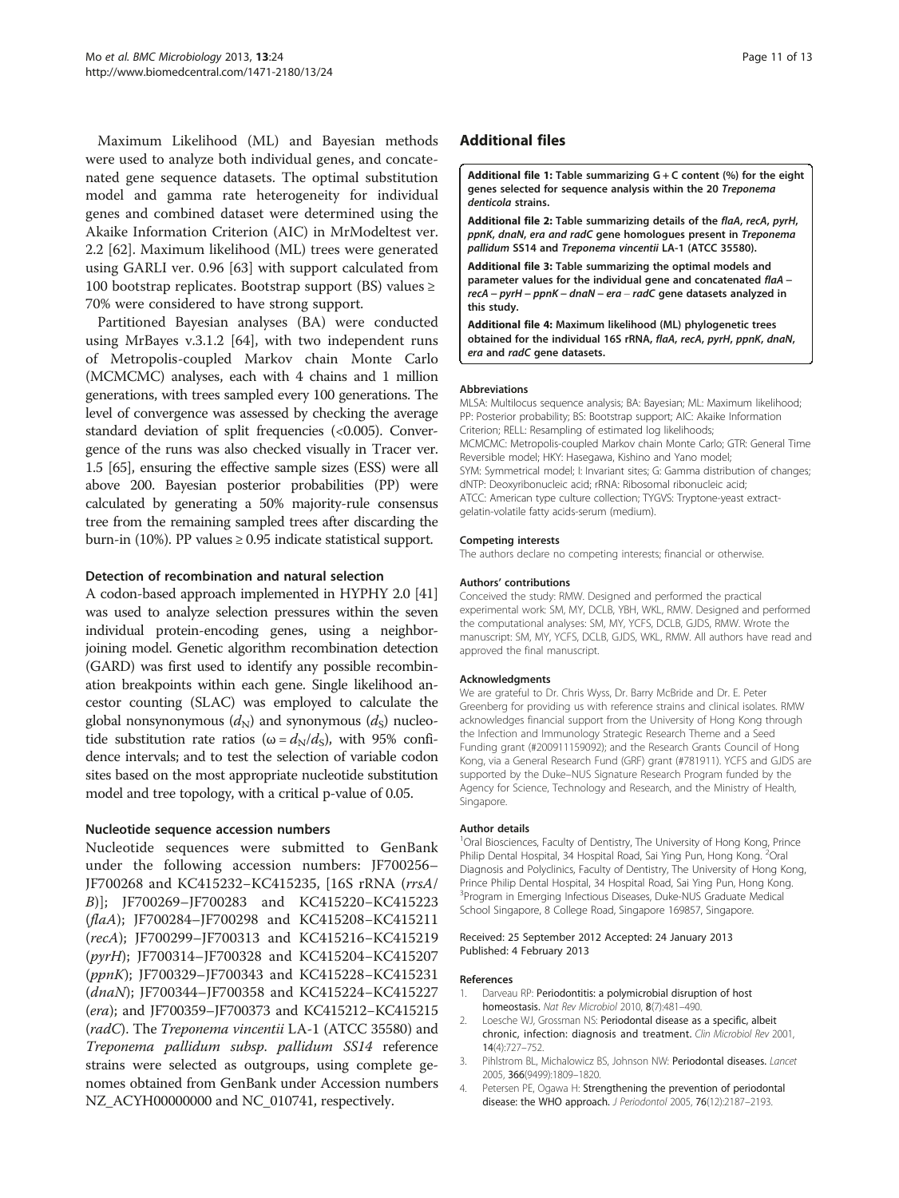Maximum Likelihood (ML) and Bayesian methods were used to analyze both individual genes, and concatenated gene sequence datasets. The optimal substitution model and gamma rate heterogeneity for individual genes and combined dataset were determined using the Akaike Information Criterion (AIC) in MrModeltest ver. 2.2 [62]. Maximum likelihood (ML) trees were generated using GARLI ver. 0.96 [63] with support calculated from 100 bootstrap replicates. Bootstrap support (BS) values ≥ 70% were considered to have strong support.

Partitioned Bayesian analyses (BA) were conducted using MrBayes v.3.1.2 [64], with two independent runs of Metropolis-coupled Markov chain Monte Carlo (MCMCMC) analyses, each with 4 chains and 1 million generations, with trees sampled every 100 generations. The level of convergence was assessed by checking the average standard deviation of split frequencies (<0.005). Convergence of the runs was also checked visually in Tracer ver. 1.5 [65], ensuring the effective sample sizes (ESS) were all above 200. Bayesian posterior probabilities (PP) were calculated by generating a 50% majority-rule consensus tree from the remaining sampled trees after discarding the burn-in (10%). PP values ≥ 0.95 indicate statistical support.

### Detection of recombination and natural selection

A codon-based approach implemented in HYPHY 2.0 [41] was used to analyze selection pressures within the seven individual protein-encoding genes, using a neighbor-joining model. Genetic algorithm recombination detection (GARD) was first used to identify any possible recombination breakpoints within each gene. Single likelihood ancestor counting (SLAC) was employed to calculate the global nonsynonymous ($d_N$) and synonymous ($d_S$) nucleotide substitution rate ratios ($\omega = d_N/d_S$), with 95% confidence intervals; and to test the selection of variable codon sites based on the most appropriate nucleotide substitution model and tree topology, with a critical p-value of 0.05.

### Nucleotide sequence accession numbers

Nucleotide sequences were submitted to GenBank under the following accession numbers: JF700256–JF700268 and KC415232–KC415235, [16S rRNA (*rrsA/B*)]; JF700269–JF700283 and KC415220–KC415223 (*flaA*); JF700284–JF700298 and KC415208–KC415211 (*recA*); JF700299–JF700313 and KC415216–KC415219 (*pyrH*); JF700314–JF700328 and KC415204–KC415207 (*ppnK*); JF700329–JF700343 and KC415228–KC415231 (*dnaN*); JF700344–JF700358 and KC415224–KC415227 (*era*); and JF700359–JF700373 and KC415212–KC415215 (*radC*). The *Treponema vincentii* LA-1 (ATCC 35580) and *Treponema pallidum subsp. pallidum SS14* reference strains were selected as outgroups, using complete genomes obtained from GenBank under Accession numbers NZ_ACYH00000000 and NC_010741, respectively.

## Additional files

**Additional file 1: Table summarizing G + C content (%) for the eight genes selected for sequence analysis within the 20 *Treponema denticola* strains.**

**Additional file 2: Table summarizing details of the *flaA*, *recA*, *pyrH*, *ppnK*, *dnaN*, *era* and *radC* gene homologues present in *Treponema pallidum* SS14 and *Treponema vincentii* LA-1 (ATCC 35580).**

**Additional file 3: Table summarizing the optimal models and parameter values for the individual gene and concatenated *flaA* – *recA* – *pyrH* – *ppnK* – *dnaN* – *era* – *radC* gene datasets analyzed in this study.**

**Additional file 4: Maximum likelihood (ML) phylogenetic trees obtained for the individual 16S rRNA, *flaA*, *recA*, *pyrH*, *ppnK*, *dnaN*, *era* and *radC* gene datasets.**

#### Abbreviations

MLSA: Multilocus sequence analysis; BA: Bayesian; ML: Maximum likelihood; PP: Posterior probability; BS: Bootstrap support; AIC: Akaike Information Criterion; RELL: Resampling of estimated log likelihoods; MCMCMC: Metropolis-coupled Markov chain Monte Carlo; GTR: General Time Reversible model; HKY: Hasegawa, Kishino and Yano model; SYM: Symmetrical model; I: Invariant sites; G: Gamma distribution of changes; dNTP: Deoxyribonucleic acid; rRNA: Ribosomal ribonucleic acid; ATCC: American type culture collection; TYGVS: Tryptone-yeast extract-gelatin-volatile fatty acids-serum (medium).

#### Competing interests

The authors declare no competing interests; financial or otherwise.

#### Authors' contributions

Conceived the study: RMW. Designed and performed the practical experimental work: SM, MY, DCLB, YBH, WKL, RMW. Designed and performed the computational analyses: SM, MY, YCFS, DCLB, GJDS, RMW. Wrote the manuscript: SM, MY, YCFS, DCLB, GJDS, WKL, RMW. All authors have read and approved the final manuscript.

#### Acknowledgments

We are grateful to Dr. Chris Wyss, Dr. Barry McBride and Dr. E. Peter Greenberg for providing us with reference strains and clinical isolates. RMW acknowledges financial support from the University of Hong Kong through the Infection and Immunology Strategic Research Theme and a Seed Funding grant (#200911159092); and the Research Grants Council of Hong Kong, via a General Research Fund (GRF) grant (#781911). YCFS and GJDS are supported by the Duke–NUS Signature Research Program funded by the Agency for Science, Technology and Research, and the Ministry of Health, Singapore.

#### Author details

[1]Oral Biosciences, Faculty of Dentistry, The University of Hong Kong, Prince Philip Dental Hospital, 34 Hospital Road, Sai Ying Pun, Hong Kong. [2]Oral Diagnosis and Polyclinics, Faculty of Dentistry, The University of Hong Kong, Prince Philip Dental Hospital, 34 Hospital Road, Sai Ying Pun, Hong Kong. [3]Program in Emerging Infectious Diseases, Duke-NUS Graduate Medical School Singapore, 8 College Road, Singapore 169857, Singapore.

Received: 25 September 2012 Accepted: 24 January 2013
Published: 4 February 2013

#### References

1. Darveau RP: **Periodontitis: a polymicrobial disruption of host homeostasis.** *Nat Rev Microbiol* 2010, **8**(7):481–490.
2. Loesche WJ, Grossman NS: **Periodontal disease as a specific, albeit chronic, infection: diagnosis and treatment.** *Clin Microbiol Rev* 2001, **14**(4):727–752.
3. Pihlstrom BL, Michalowicz BS, Johnson NW: **Periodontal diseases.** *Lancet* 2005, **366**(9499):1809–1820.
4. Petersen PE, Ogawa H: **Strengthening the prevention of periodontal disease: the WHO approach.** *J Periodontol* 2005, **76**(12):2187–2193.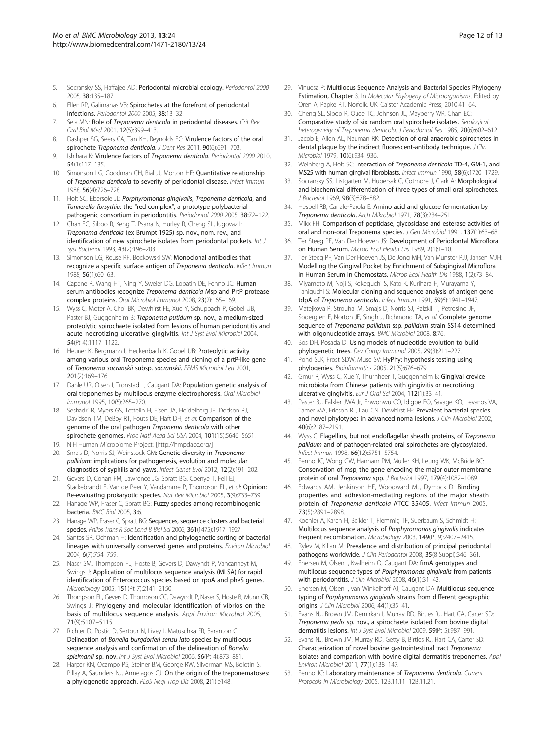5. Socransky SS, Haffajee AD: **Periodontal microbial ecology.** *Periodontol 2000* 2005, **38:**135–187.
6. Ellen RP, Galimanas VB: **Spirochetes at the forefront of periodontal infections.** *Periodontol 2000* 2005, **38:**13–32.
7. Sela MN: **Role of *Treponema denticola* in periodontal diseases.** *Crit Rev Oral Biol Med* 2001, **12**(5):399–413.
8. Dashper SG, Seers CA, Tan KH, Reynolds EC: **Virulence factors of the oral spirochete *Treponema denticola*.** *J Dent Res* 2011, **90**(6):691–703.
9. Ishihara K: **Virulence factors of *Treponema denticola*.** *Periodontol 2000* 2010, **54**(1):117–135.
10. Simonson LG, Goodman CH, Bial JJ, Morton HE: **Quantitative relationship of *Treponema denticola* to severity of periodontal disease.** *Infect Immun* 1988, **56**(4):726–728.
11. Holt SC, Ebersole JL: ***Porphyromonas gingivalis*, *Treponema denticola*, and *Tannerella forsythia*: the "red complex", a prototype polybacterial pathogenic consortium in periodontitis.** *Periodontol 2000* 2005, **38:**72–122.
12. Chan EC, Siboo R, Keng T, Psarra N, Hurley R, Cheng SL, Iugovaz I: ***Treponema denticola* (ex Brumpt 1925) sp. nov., nom. rev., and identification of new spirochete isolates from periodontal pockets.** *Int J Syst Bacteriol* 1993, **43**(2):196–203.
13. Simonson LG, Rouse RF, Bockowski SW: **Monoclonal antibodies that recognize a specific surface antigen of *Treponema denticola*.** *Infect Immun* 1988, **56**(1):60–63.
14. Capone R, Wang HT, Ning Y, Sweier DG, Lopatin DE, Fenno JC: **Human serum antibodies recognize *Treponema denticola* Msp and PrtP protease complex proteins.** *Oral Microbiol Immunol* 2008, **23**(2):165–169.
15. Wyss C, Moter A, Choi BK, Dewhirst FE, Xue Y, Schupbach P, Gobel UB, Paster BJ, Guggenheim B: ***Treponema putidum* sp. nov., a medium-sized proteolytic spirochaete isolated from lesions of human periodontitis and acute necrotizing ulcerative gingivitis.** *Int J Syst Evol Microbiol* 2004, **54**(Pt 4):1117–1122.
16. Heuner K, Bergmann I, Heckenbach K, Gobel UB: **Proteolytic activity among various oral Treponema species and cloning of a prtP-like gene of *Treponema socranskii* subsp. *socranskii*.** *FEMS Microbiol Lett* 2001, **201**(2):169–176.
17. Dahle UR, Olsen I, Tronstad L, Caugant DA: **Population genetic analysis of oral treponemes by multilocus enzyme electrophoresis.** *Oral Microbiol Immunol* 1995, **10**(5):265–270.
18. Seshadri R, Myers GS, Tettelin H, Eisen JA, Heidelberg JF, Dodson RJ, Davidsen TM, DeBoy RT, Fouts DE, Haft DH, *et al*: **Comparison of the genome of the oral pathogen *Treponema denticola* with other spirochete genomes.** *Proc Natl Acad Sci USA* 2004, **101**(15):5646–5651.
19. NIH Human Microbiome Project: [http://hmpdacc.org/]
20. Smajs D, Norris SJ, Weinstock GM: **Genetic diversity in *Treponema pallidum*: implications for pathogenesis, evolution and molecular diagnostics of syphilis and yaws.** *Infect Genet Evol* 2012, **12**(2):191–202.
21. Gevers D, Cohan FM, Lawrence JG, Spratt BG, Coenye T, Feil EJ, Stackebrandt E, Van de Peer Y, Vandamme P, Thompson FL, *et al*: **Opinion: Re-evaluating prokaryotic species.** *Nat Rev Microbiol* 2005, **3**(9):733–739.
22. Hanage WP, Fraser C, Spratt BG: **Fuzzy species among recombinogenic bacteria.** *BMC Biol* 2005, **3:**6.
23. Hanage WP, Fraser C, Spratt BG: **Sequences, sequence clusters and bacterial species.** *Philos Trans R Soc Lond B Biol Sci* 2006, **361**(1475):1917–1927.
24. Santos SR, Ochman H: **Identification and phylogenetic sorting of bacterial lineages with universally conserved genes and proteins.** *Environ Microbiol* 2004, **6**(7):754–759.
25. Naser SM, Thompson FL, Hoste B, Gevers D, Dawyndt P, Vancanneyt M, Swings J: **Application of multilocus sequence analysis (MLSA) for rapid identification of Enterococcus species based on rpoA and pheS genes.** *Microbiology* 2005, **151**(Pt 7):2141–2150.
26. Thompson FL, Gevers D, Thompson CC, Dawyndt P, Naser S, Hoste B, Munn CB, Swings J: **Phylogeny and molecular identification of vibrios on the basis of multilocus sequence analysis.** *Appl Environ Microbiol* 2005, **71**(9):5107–5115.
27. Richter D, Postic D, Sertour N, Livey I, Matuschka FR, Baranton G: **Delineation of *Borrelia burgdorferi sensu lato* species by multilocus sequence analysis and confirmation of the delineation of *Borrelia spielmanii* sp. nov.** *Int J Syst Evol Microbiol* 2006, **56**(Pt 4):873–881.
28. Harper KN, Ocampo PS, Steiner BM, George RW, Silverman MS, Bolotin S, Pillay A, Saunders NJ, Armelagos GJ: **On the origin of the treponematoses: a phylogenetic approach.** *PLoS Negl Trop Dis* 2008, **2**(1):e148.
29. Vinuesa P: **Multilocus Sequence Analysis and Bacterial Species Phylogeny Estimation, Chapter 3.** In *Molecular Phylogeny of Microorganisms*. Edited by Oren A, Papke RT. Norfolk, UK: Caister Academic Press; 2010:41–64.
30. Cheng SL, Siboo R, Quee TC, Johnson JL, Mayberry WR, Chan EC: **Comparative study of six random oral spirochete isolates.** *Serological heterogeneity of Treponema denticola. J Periodontal Res* 1985, **20**(6):602–612.
31. Jacob E, Allen AL, Nauman RK: **Detection of oral anaerobic spirochetes in dental plaque by the indirect fluorescent-antibody technique.** *J Clin Microbiol* 1979, **10**(6):934–936.
32. Weinberg A, Holt SC: **Interaction of *Treponema denticola* TD-4, GM-1, and MS25 with human gingival fibroblasts.** *Infect Immun* 1990, **58**(6):1720–1729.
33. Socransky SS, Listgarten M, Hubersak C, Cotmore J, Clark A: **Morphological and biochemical differentiation of three types of small oral spirochetes.** *J Bacteriol* 1969, **98**(3):878–882.
34. Hespell RB, Canale-Parola E: **Amino acid and glucose fermentation by *Treponema denticola*.** *Arch Mikrobiol* 1971, **78**(3):234–251.
35. Mikx FH: **Comparison of peptidase, glycosidase and esterase activities of oral and non-oral Treponema species.** *J Gen Microbiol* 1991, **137**(1):63–68.
36. Ter Steeg PF, Van Der Hoeven JS: **Development of Periodontal Microflora on Human Serum.** *Microb Ecol Health Dis* 1989, **2**(1):1–10.
37. Ter Steeg PF, Van Der Hoeven JS, De Jong MH, Van Munster PJJ, Jansen MJH: **Modelling the Gingival Pocket by Enrichment of Subgingival Microflora in Human Serum in Chemostats.** *Microb Ecol Health Dis* 1988, **1**(2):73–84.
38. Miyamoto M, Noji S, Kokeguchi S, Kato K, Kurihara H, Murayama Y, Taniguchi S: **Molecular cloning and sequence analysis of antigen gene tdpA of *Treponema denticola*.** *Infect Immun* 1991, **59**(6):1941–1947.
39. Matejkova P, Strouhal M, Smajs D, Norris SJ, Palzkill T, Petrosino JF, Sodergren E, Norton JE, Singh J, Richmond TA, *et al*: **Complete genome sequence of *Treponema pallidum* ssp. *pallidum* strain SS14 determined with oligonucleotide arrays.** *BMC Microbiol* 2008, **8:**76.
40. Bos DH, Posada D: **Using models of nucleotide evolution to build phylogenetic trees.** *Dev Comp Immunol* 2005, **29**(3):211–227.
41. Pond SLK, Frost SDW, Muse SV: **HyPhy: hypothesis testing using phylogenies.** *Bioinformatics* 2005, **21**(5):676–679.
42. Gmur R, Wyss C, Xue Y, Thurnheer T, Guggenheim B: **Gingival crevice microbiota from Chinese patients with gingivitis or necrotizing ulcerative gingivitis.** *Eur J Oral Sci* 2004, **112**(1):33–41.
43. Paster BJ, Falkler JWA Jr, Enwonwu CO, Idigbe EO, Savage KO, Levanos VA, Tamer MA, Ericson RL, Lau CN, Dewhirst FE: **Prevalent bacterial species and novel phylotypes in advanced noma lesions.** *J Clin Microbiol* 2002, **40**(6):2187–2191.
44. Wyss C: **Flagellins, but not endoflagellar sheath proteins, of *Treponema pallidum* and of pathogen-related oral spirochetes are glycosylated.** *Infect Immun* 1998, **66**(12):5751–5754.
45. Fenno JC, Wong GW, Hannam PM, Muller KH, Leung WK, McBride BC: **Conservation of msp, the gene encoding the major outer membrane protein of oral *Treponema* spp.** *J Bacteriol* 1997, **179**(4):1082–1089.
46. Edwards AM, Jenkinson HF, Woodward MJ, Dymock D: **Binding properties and adhesion-mediating regions of the major sheath protein of *Treponema denticola* ATCC 35405.** *Infect Immun* 2005, **73**(5):2891–2898.
47. Koehler A, Karch H, Beikler T, Flemmig TF, Suerbaum S, Schmidt H: **Multilocus sequence analysis of *Porphyromonas gingivalis* indicates frequent recombination.** *Microbiology* 2003, **149**(Pt 9):2407–2415.
48. Rylev M, Kilian M: **Prevalence and distribution of principal periodontal pathogens worldwide.** *J Clin Periodontol* 2008, **35**(8 Suppl):346–361.
49. Enersen M, Olsen I, Kvalheim O, Caugant DA: **fimA genotypes and multilocus sequence types of *Porphyromonas gingivalis* from patients with periodontitis.** *J Clin Microbiol* 2008, **46**(1):31–42.
50. Enersen M, Olsen I, van Winkelhoff AJ, Caugant DA: **Multilocus sequence typing of *Porphyromonas gingivalis* strains from different geographic origins.** *J Clin Microbiol* 2006, **44**(1):35–41.
51. Evans NJ, Brown JM, Demirkan I, Murray RD, Birtles RJ, Hart CA, Carter SD: ***Treponema pedis* sp. nov., a spirochaete isolated from bovine digital dermatitis lesions.** *Int J Syst Evol Microbiol* 2009, **59**(Pt 5):987–991.
52. Evans NJ, Brown JM, Murray RD, Getty B, Birtles RJ, Hart CA, Carter SD: **Characterization of novel bovine gastrointestinal tract *Treponema* isolates and comparison with bovine digital dermatitis treponemes.** *Appl Environ Microbiol* 2011, **77**(1):138–147.
53. Fenno JC: **Laboratory maintenance of *Treponema denticola*.** *Current Protocols in Microbiology* 2005, 12B.11.1–12B.11.21.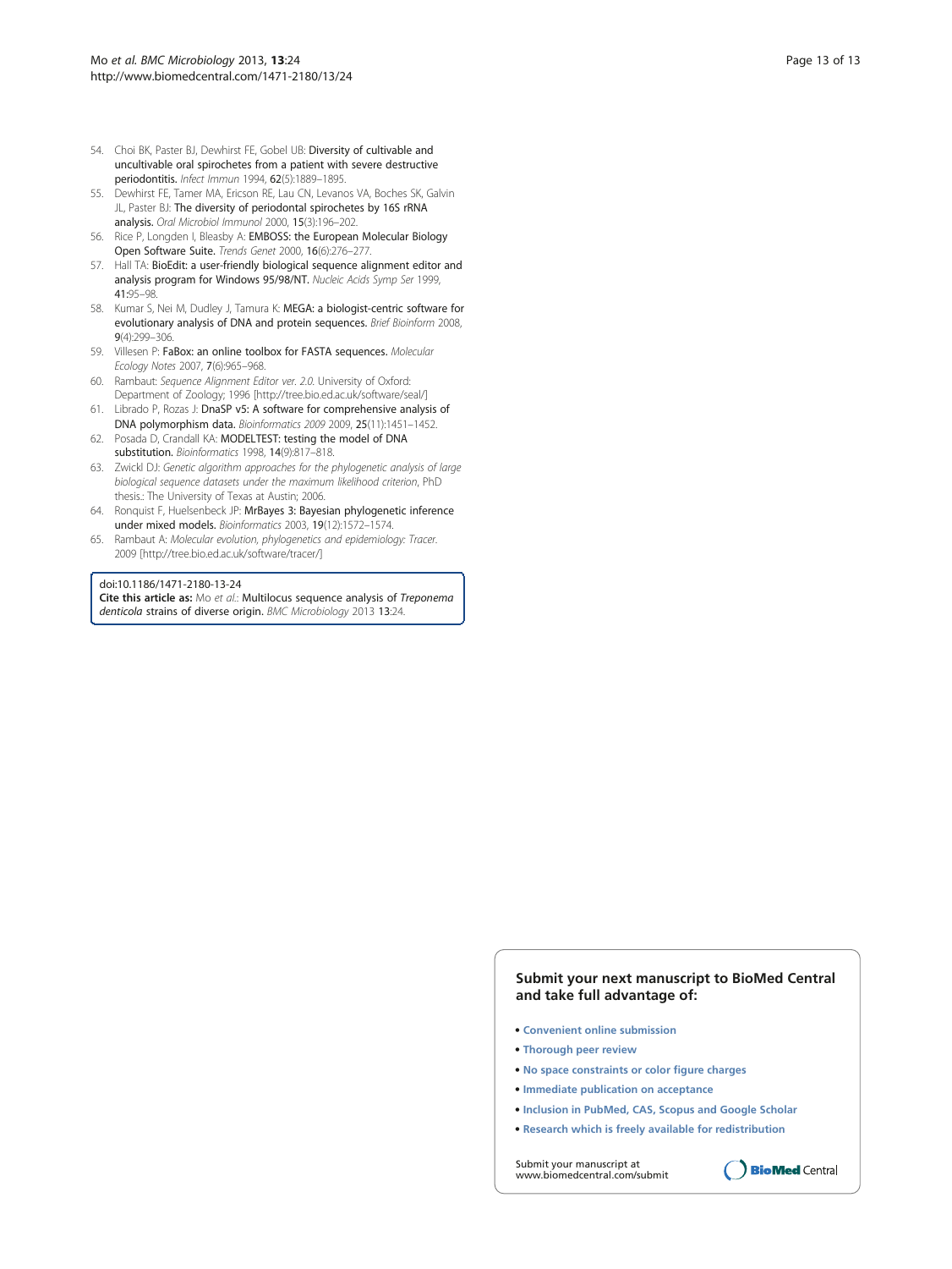54. Choi BK, Paster BJ, Dewhirst FE, Gobel UB: **Diversity of cultivable and uncultivable oral spirochetes from a patient with severe destructive periodontitis.** *Infect Immun* 1994, **62**(5):1889–1895.
55. Dewhirst FE, Tamer MA, Ericson RE, Lau CN, Levanos VA, Boches SK, Galvin JL, Paster BJ: **The diversity of periodontal spirochetes by 16S rRNA analysis.** *Oral Microbiol Immunol* 2000, **15**(3):196–202.
56. Rice P, Longden I, Bleasby A: **EMBOSS: the European Molecular Biology Open Software Suite.** *Trends Genet* 2000, **16**(6):276–277.
57. Hall TA: **BioEdit: a user-friendly biological sequence alignment editor and analysis program for Windows 95/98/NT.** *Nucleic Acids Symp Ser* 1999, **41:**95–98.
58. Kumar S, Nei M, Dudley J, Tamura K: **MEGA: a biologist-centric software for evolutionary analysis of DNA and protein sequences.** *Brief Bioinform* 2008, **9**(4):299–306.
59. Villesen P: **FaBox: an online toolbox for FASTA sequences.** *Molecular Ecology Notes* 2007, **7**(6):965–968.
60. Rambaut: *Sequence Alignment Editor ver. 2.0.* University of Oxford: Department of Zoology; 1996 [http://tree.bio.ed.ac.uk/software/seal/]
61. Librado P, Rozas J: **DnaSP v5: A software for comprehensive analysis of DNA polymorphism data.** *Bioinformatics 2009* 2009, **25**(11):1451–1452.
62. Posada D, Crandall KA: **MODELTEST: testing the model of DNA substitution.** *Bioinformatics* 1998, **14**(9):817–818.
63. Zwickl DJ: *Genetic algorithm approaches for the phylogenetic analysis of large biological sequence datasets under the maximum likelihood criterion*, PhD thesis.: The University of Texas at Austin; 2006.
64. Ronquist F, Huelsenbeck JP: **MrBayes 3: Bayesian phylogenetic inference under mixed models.** *Bioinformatics* 2003, **19**(12):1572–1574.
65. Rambaut A: *Molecular evolution, phylogenetics and epidemiology: Tracer.* 2009 [http://tree.bio.ed.ac.uk/software/tracer/]

doi:10.1186/1471-2180-13-24

**Cite this article as:** Mo *et al.*: Multilocus sequence analysis of *Treponema denticola* strains of diverse origin. *BMC Microbiology* 2013 **13**:24.

**Submit your next manuscript to BioMed Central and take full advantage of:**

- **Convenient online submission**
- **Thorough peer review**
- **No space constraints or color figure charges**
- **Immediate publication on acceptance**
- **Inclusion in PubMed, CAS, Scopus and Google Scholar**
- **Research which is freely available for redistribution**

Submit your manuscript at
www.biomedcentral.com/submit

BioMed Central